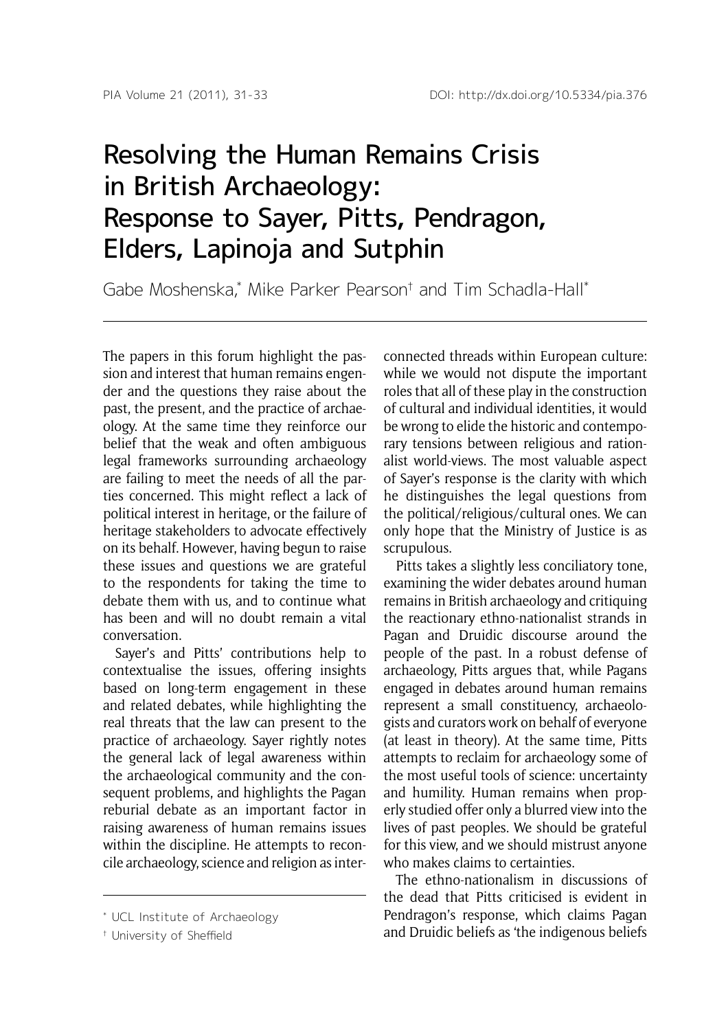# Resolving the Human Remains Crisis in British Archaeology: Response to Sayer, Pitts, Pendragon, Elders, Lapinoja and Sutphin

Gabe Moshenska,[*] Mike Parker Pearson[†] and Tim Schadla-Hall[*]

The papers in this forum highlight the passion and interest that human remains engender and the questions they raise about the past, the present, and the practice of archaeology. At the same time they reinforce our belief that the weak and often ambiguous legal frameworks surrounding archaeology are failing to meet the needs of all the parties concerned. This might reflect a lack of political interest in heritage, or the failure of heritage stakeholders to advocate effectively on its behalf. However, having begun to raise these issues and questions we are grateful to the respondents for taking the time to debate them with us, and to continue what has been and will no doubt remain a vital conversation.

Sayer's and Pitts' contributions help to contextualise the issues, offering insights based on long-term engagement in these and related debates, while highlighting the real threats that the law can present to the practice of archaeology. Sayer rightly notes the general lack of legal awareness within the archaeological community and the consequent problems, and highlights the Pagan reburial debate as an important factor in raising awareness of human remains issues within the discipline. He attempts to reconcile archaeology, science and religion as interconnected threads within European culture: while we would not dispute the important roles that all of these play in the construction of cultural and individual identities, it would be wrong to elide the historic and contemporary tensions between religious and rationalist world-views. The most valuable aspect of Sayer's response is the clarity with which he distinguishes the legal questions from the political/religious/cultural ones. We can only hope that the Ministry of Justice is as scrupulous.

Pitts takes a slightly less conciliatory tone, examining the wider debates around human remains in British archaeology and critiquing the reactionary ethno-nationalist strands in Pagan and Druidic discourse around the people of the past. In a robust defense of archaeology, Pitts argues that, while Pagans engaged in debates around human remains represent a small constituency, archaeologists and curators work on behalf of everyone (at least in theory). At the same time, Pitts attempts to reclaim for archaeology some of the most useful tools of science: uncertainty and humility. Human remains when properly studied offer only a blurred view into the lives of past peoples. We should be grateful for this view, and we should mistrust anyone who makes claims to certainties.

The ethno-nationalism in discussions of the dead that Pitts criticised is evident in Pendragon's response, which claims Pagan and Druidic beliefs as 'the indigenous beliefs

[*] UCL Institute of Archaeology

[†] University of Sheffield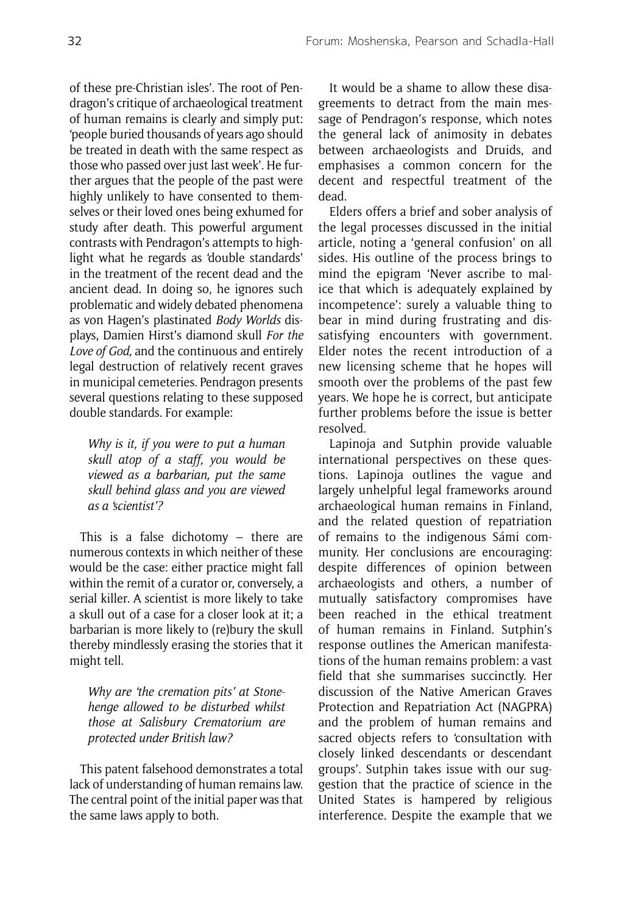of these pre-Christian isles'. The root of Pendragon's critique of archaeological treatment of human remains is clearly and simply put: 'people buried thousands of years ago should be treated in death with the same respect as those who passed over just last week'. He further argues that the people of the past were highly unlikely to have consented to themselves or their loved ones being exhumed for study after death. This powerful argument contrasts with Pendragon's attempts to highlight what he regards as 'double standards' in the treatment of the recent dead and the ancient dead. In doing so, he ignores such problematic and widely debated phenomena as von Hagen's plastinated *Body Worlds* displays, Damien Hirst's diamond skull *For the Love of God,* and the continuous and entirely legal destruction of relatively recent graves in municipal cemeteries. Pendragon presents several questions relating to these supposed double standards. For example:

> *Why is it, if you were to put a human skull atop of a staff, you would be viewed as a barbarian, put the same skull behind glass and you are viewed as a 'scientist'?*

This is a false dichotomy – there are numerous contexts in which neither of these would be the case: either practice might fall within the remit of a curator or, conversely, a serial killer. A scientist is more likely to take a skull out of a case for a closer look at it; a barbarian is more likely to (re)bury the skull thereby mindlessly erasing the stories that it might tell.

> *Why are 'the cremation pits' at Stonehenge allowed to be disturbed whilst those at Salisbury Crematorium are protected under British law?*

This patent falsehood demonstrates a total lack of understanding of human remains law. The central point of the initial paper was that the same laws apply to both.

It would be a shame to allow these disagreements to detract from the main message of Pendragon's response, which notes the general lack of animosity in debates between archaeologists and Druids, and emphasises a common concern for the decent and respectful treatment of the dead.

Elders offers a brief and sober analysis of the legal processes discussed in the initial article, noting a 'general confusion' on all sides. His outline of the process brings to mind the epigram 'Never ascribe to malice that which is adequately explained by incompetence': surely a valuable thing to bear in mind during frustrating and dissatisfying encounters with government. Elder notes the recent introduction of a new licensing scheme that he hopes will smooth over the problems of the past few years. We hope he is correct, but anticipate further problems before the issue is better resolved.

Lapinoja and Sutphin provide valuable international perspectives on these questions. Lapinoja outlines the vague and largely unhelpful legal frameworks around archaeological human remains in Finland, and the related question of repatriation of remains to the indigenous Sámi community. Her conclusions are encouraging: despite differences of opinion between archaeologists and others, a number of mutually satisfactory compromises have been reached in the ethical treatment of human remains in Finland. Sutphin's response outlines the American manifestations of the human remains problem: a vast field that she summarises succinctly. Her discussion of the Native American Graves Protection and Repatriation Act (NAGPRA) and the problem of human remains and sacred objects refers to 'consultation with closely linked descendants or descendant groups'. Sutphin takes issue with our suggestion that the practice of science in the United States is hampered by religious interference. Despite the example that we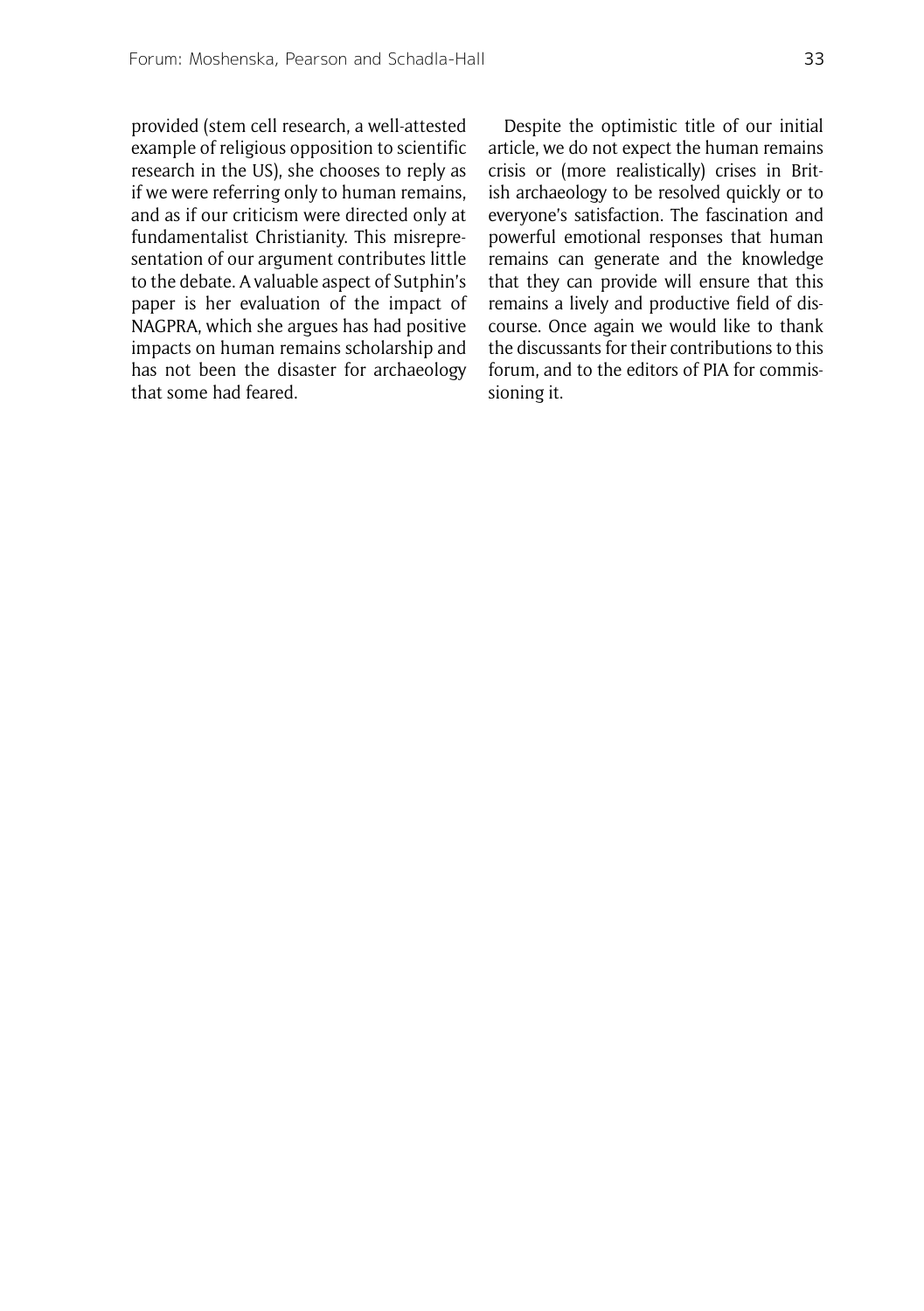provided (stem cell research, a well-attested example of religious opposition to scientific research in the US), she chooses to reply as if we were referring only to human remains, and as if our criticism were directed only at fundamentalist Christianity. This misrepresentation of our argument contributes little to the debate. A valuable aspect of Sutphin's paper is her evaluation of the impact of NAGPRA, which she argues has had positive impacts on human remains scholarship and has not been the disaster for archaeology that some had feared.

Despite the optimistic title of our initial article, we do not expect the human remains crisis or (more realistically) crises in British archaeology to be resolved quickly or to everyone's satisfaction. The fascination and powerful emotional responses that human remains can generate and the knowledge that they can provide will ensure that this remains a lively and productive field of discourse. Once again we would like to thank the discussants for their contributions to this forum, and to the editors of PIA for commissioning it.